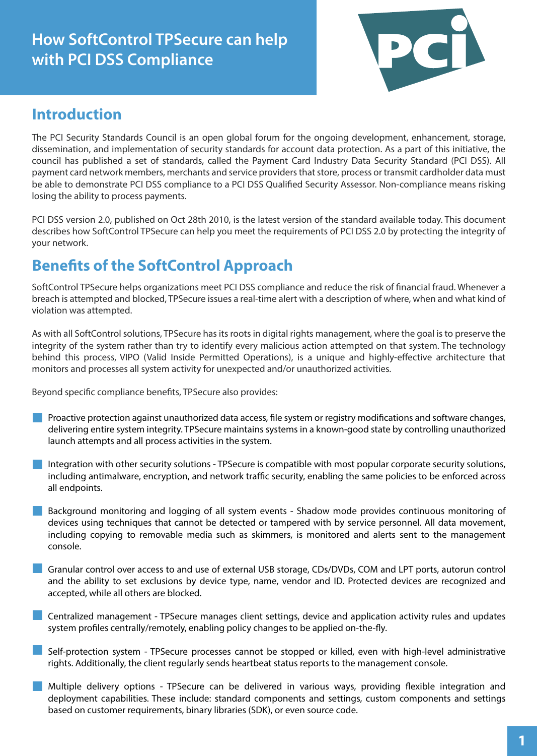# How SoftControl TPSecure can help with PCI DSS Compliance

## Introduction

The PCI Security Standards Council is an open global forum for the ongoing development, enhancement, storage, dissemination, and implementation of security standards for account data protection. As a part of this initiative, the council has published a set of standards, called the Payment Card Industry Data Security Standard (PCI DSS). All payment card network members, merchants and service providers that store, process or transmit cardholder data must be able to demonstrate PCI DSS compliance to a PCI DSS Qualified Security Assessor. Non-compliance means risking losing the ability to process payments.

PCI DSS version 2.0, published on Oct 28th 2010, is the latest version of the standard available today. This document describes how SoftControl TPSecure can help you meet the requirements of PCI DSS 2.0 by protecting the integrity of your network.

## Benefits of the SoftControl Approach

SoftControl TPSecure helps organizations meet PCI DSS compliance and reduce the risk of financial fraud. Whenever a breach is attempted and blocked, TPSecure issues a real-time alert with a description of where, when and what kind of violation was attempted.

As with all SoftControl solutions, TPSecure has its roots in digital rights management, where the goal is to preserve the integrity of the system rather than try to identify every malicious action attempted on that system. The technology behind this process, VIPO (Valid Inside Permitted Operations), is a unique and highly-effective architecture that monitors and processes all system activity for unexpected and/or unauthorized activities.

Beyond specific compliance benefits, TPSecure also provides:

- Proactive protection against unauthorized data access, file system or registry modifications and software changes, delivering entire system integrity. TPSecure maintains systems in a known-good state by controlling unauthorized launch attempts and all process activities in the system.
- Integration with other security solutions - TPSecure is compatible with most popular corporate security solutions, including antimalware, encryption, and network traffic security, enabling the same policies to be enforced across all endpoints.
- Background monitoring and logging of all system events - Shadow mode provides continuous monitoring of devices using techniques that cannot be detected or tampered with by service personnel. All data movement, including copying to removable media such as skimmers, is monitored and alerts sent to the management console.
- Granular control over access to and use of external USB storage, CDs/DVDs, COM and LPT ports, autorun control and the ability to set exclusions by device type, name, vendor and ID. Protected devices are recognized and accepted, while all others are blocked.
- Centralized management - TPSecure manages client settings, device and application activity rules and updates system profiles centrally/remotely, enabling policy changes to be applied on-the-fly.
- Self-protection system - TPSecure processes cannot be stopped or killed, even with high-level administrative rights. Additionally, the client regularly sends heartbeat status reports to the management console.
- Multiple delivery options - TPSecure can be delivered in various ways, providing flexible integration and deployment capabilities. These include: standard components and settings, custom components and settings based on customer requirements, binary libraries (SDK), or even source code.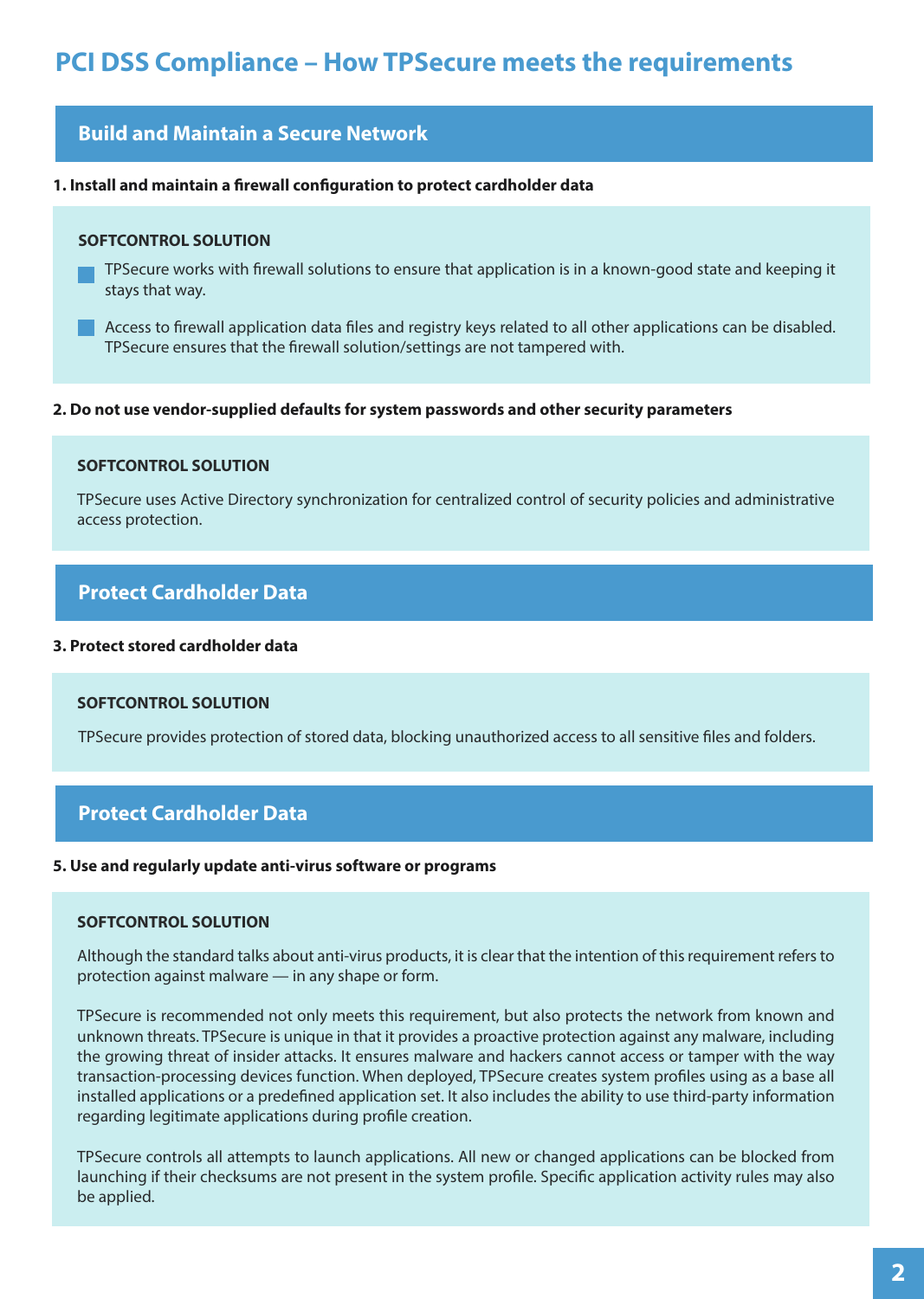# PCI DSS Compliance – How TPSecure meets the requirements

## Build and Maintain a Secure Network

**1. Install and maintain a firewall configuration to protect cardholder data**

**SOFTCONTROL SOLUTION**

- TPSecure works with firewall solutions to ensure that application is in a known-good state and keeping it stays that way.
- Access to firewall application data files and registry keys related to all other applications can be disabled. TPSecure ensures that the firewall solution/settings are not tampered with.

**2. Do not use vendor-supplied defaults for system passwords and other security parameters**

**SOFTCONTROL SOLUTION**

TPSecure uses Active Directory synchronization for centralized control of security policies and administrative access protection.

## Protect Cardholder Data

**3. Protect stored cardholder data**

**SOFTCONTROL SOLUTION**

TPSecure provides protection of stored data, blocking unauthorized access to all sensitive files and folders.

## Protect Cardholder Data

**5. Use and regularly update anti-virus software or programs**

**SOFTCONTROL SOLUTION**

Although the standard talks about anti-virus products, it is clear that the intention of this requirement refers to protection against malware — in any shape or form.

TPSecure is recommended not only meets this requirement, but also protects the network from known and unknown threats. TPSecure is unique in that it provides a proactive protection against any malware, including the growing threat of insider attacks. It ensures malware and hackers cannot access or tamper with the way transaction-processing devices function. When deployed, TPSecure creates system profiles using as a base all installed applications or a predefined application set. It also includes the ability to use third-party information regarding legitimate applications during profile creation.

TPSecure controls all attempts to launch applications. All new or changed applications can be blocked from launching if their checksums are not present in the system profile. Specific application activity rules may also be applied.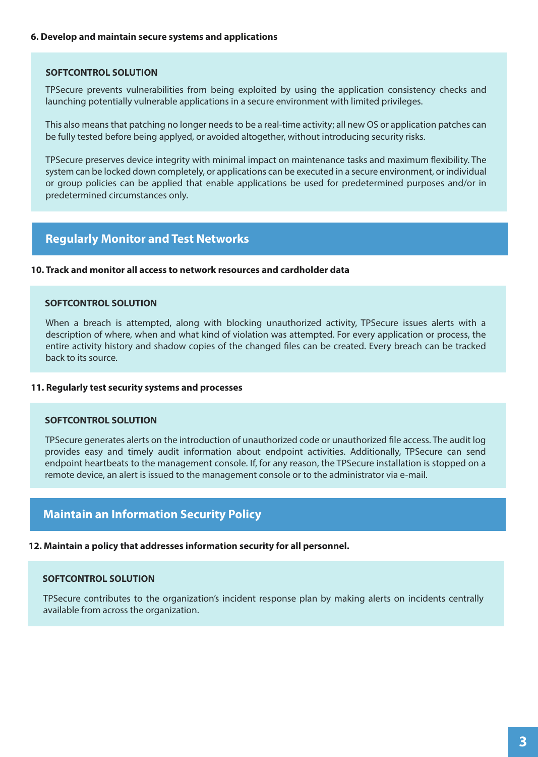**6. Develop and maintain secure systems and applications**

**SOFTCONTROL SOLUTION**

TPSecure prevents vulnerabilities from being exploited by using the application consistency checks and launching potentially vulnerable applications in a secure environment with limited privileges.

This also means that patching no longer needs to be a real-time activity; all new OS or application patches can be fully tested before being applyed, or avoided altogether, without introducing security risks.

TPSecure preserves device integrity with minimal impact on maintenance tasks and maximum flexibility. The system can be locked down completely, or applications can be executed in a secure environment, or individual or group policies can be applied that enable applications be used for predetermined purposes and/or in predetermined circumstances only.

## Regularly Monitor and Test Networks

**10. Track and monitor all access to network resources and cardholder data**

**SOFTCONTROL SOLUTION**

When a breach is attempted, along with blocking unauthorized activity, TPSecure issues alerts with a description of where, when and what kind of violation was attempted. For every application or process, the entire activity history and shadow copies of the changed files can be created. Every breach can be tracked back to its source.

**11. Regularly test security systems and processes**

**SOFTCONTROL SOLUTION**

TPSecure generates alerts on the introduction of unauthorized code or unauthorized file access. The audit log provides easy and timely audit information about endpoint activities. Additionally, TPSecure can send endpoint heartbeats to the management console. If, for any reason, the TPSecure installation is stopped on a remote device, an alert is issued to the management console or to the administrator via e-mail.

## Maintain an Information Security Policy

**12. Maintain a policy that addresses information security for all personnel.**

**SOFTCONTROL SOLUTION**

TPSecure contributes to the organization's incident response plan by making alerts on incidents centrally available from across the organization.